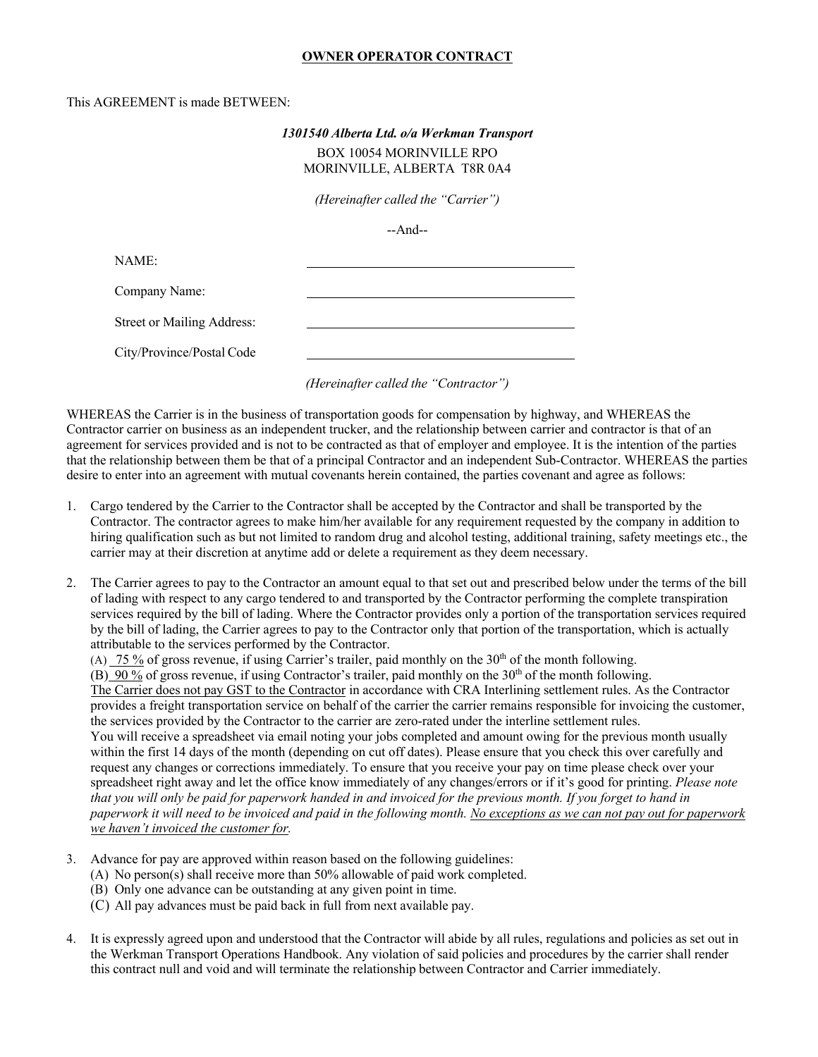# OWNER OPERATOR CONTRACT

This AGREEMENT is made BETWEEN:

***1301540 Alberta Ltd. o/a Werkman Transport***
BOX 10054 MORINVILLE RPO
MORINVILLE, ALBERTA T8R 0A4

*(Hereinafter called the "Carrier")*

--And--

NAME: ______________________________

Company Name: ______________________________

Street or Mailing Address: ______________________________

City/Province/Postal Code ______________________________

*(Hereinafter called the "Contractor")*

WHEREAS the Carrier is in the business of transportation goods for compensation by highway, and WHEREAS the Contractor carrier on business as an independent trucker, and the relationship between carrier and contractor is that of an agreement for services provided and is not to be contracted as that of employer and employee. It is the intention of the parties that the relationship between them be that of a principal Contractor and an independent Sub-Contractor. WHEREAS the parties desire to enter into an agreement with mutual covenants herein contained, the parties covenant and agree as follows:

1. Cargo tendered by the Carrier to the Contractor shall be accepted by the Contractor and shall be transported by the Contractor. The contractor agrees to make him/her available for any requirement requested by the company in addition to hiring qualification such as but not limited to random drug and alcohol testing, additional training, safety meetings etc., the carrier may at their discretion at anytime add or delete a requirement as they deem necessary.

2. The Carrier agrees to pay to the Contractor an amount equal to that set out and prescribed below under the terms of the bill of lading with respect to any cargo tendered to and transported by the Contractor performing the complete transpiration services required by the bill of lading. Where the Contractor provides only a portion of the transportation services required by the bill of lading, the Carrier agrees to pay to the Contractor only that portion of the transportation, which is actually attributable to the services performed by the Contractor.
   (A) <u>75 %</u> of gross revenue, if using Carrier's trailer, paid monthly on the 30th of the month following.
   (B) <u>90 %</u> of gross revenue, if using Contractor's trailer, paid monthly on the 30th of the month following.
   <u>The Carrier does not pay GST to the Contractor</u> in accordance with CRA Interlining settlement rules. As the Contractor provides a freight transportation service on behalf of the carrier the carrier remains responsible for invoicing the customer, the services provided by the Contractor to the carrier are zero-rated under the interline settlement rules.
   You will receive a spreadsheet via email noting your jobs completed and amount owing for the previous month usually within the first 14 days of the month (depending on cut off dates). Please ensure that you check this over carefully and request any changes or corrections immediately. To ensure that you receive your pay on time please check over your spreadsheet right away and let the office know immediately of any changes/errors or if it's good for printing. *Please note that you will only be paid for paperwork handed in and invoiced for the previous month. If you forget to hand in paperwork it will need to be invoiced and paid in the following month. <u>No exceptions as we can not pay out for paperwork we haven't invoiced the customer for</u>.*

3. Advance for pay are approved within reason based on the following guidelines:
   (A) No person(s) shall receive more than 50% allowable of paid work completed.
   (B) Only one advance can be outstanding at any given point in time.
   (C) All pay advances must be paid back in full from next available pay.

4. It is expressly agreed upon and understood that the Contractor will abide by all rules, regulations and policies as set out in the Werkman Transport Operations Handbook. Any violation of said policies and procedures by the carrier shall render this contract null and void and will terminate the relationship between Contractor and Carrier immediately.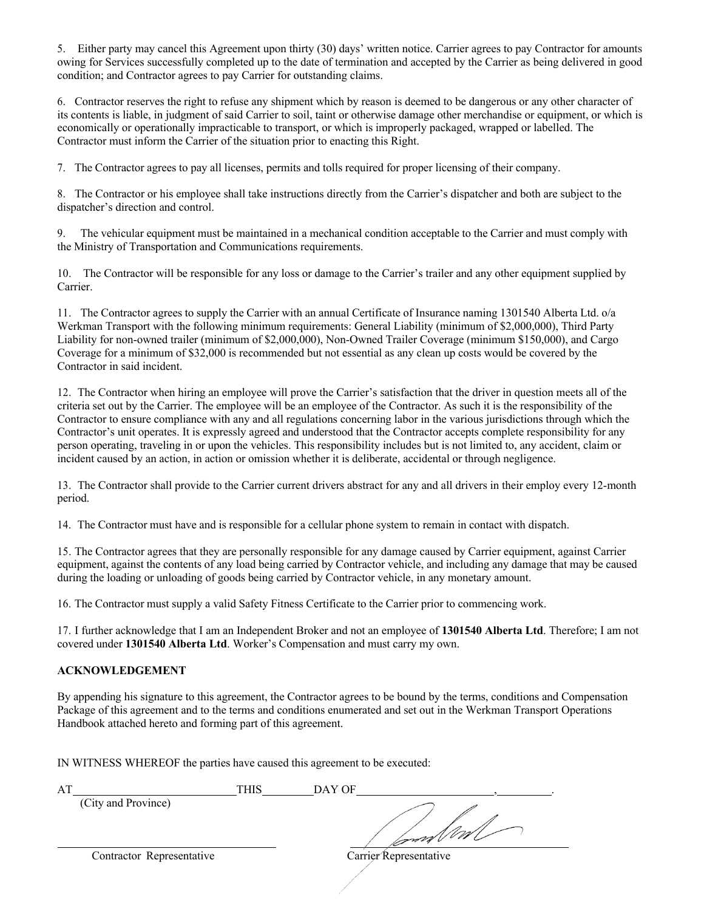5. Either party may cancel this Agreement upon thirty (30) days' written notice. Carrier agrees to pay Contractor for amounts owing for Services successfully completed up to the date of termination and accepted by the Carrier as being delivered in good condition; and Contractor agrees to pay Carrier for outstanding claims.

6. Contractor reserves the right to refuse any shipment which by reason is deemed to be dangerous or any other character of its contents is liable, in judgment of said Carrier to soil, taint or otherwise damage other merchandise or equipment, or which is economically or operationally impracticable to transport, or which is improperly packaged, wrapped or labelled. The Contractor must inform the Carrier of the situation prior to enacting this Right.

7. The Contractor agrees to pay all licenses, permits and tolls required for proper licensing of their company.

8. The Contractor or his employee shall take instructions directly from the Carrier's dispatcher and both are subject to the dispatcher's direction and control.

9. The vehicular equipment must be maintained in a mechanical condition acceptable to the Carrier and must comply with the Ministry of Transportation and Communications requirements.

10. The Contractor will be responsible for any loss or damage to the Carrier's trailer and any other equipment supplied by Carrier.

11. The Contractor agrees to supply the Carrier with an annual Certificate of Insurance naming 1301540 Alberta Ltd. o/a Werkman Transport with the following minimum requirements: General Liability (minimum of $2,000,000), Third Party Liability for non-owned trailer (minimum of $2,000,000), Non-Owned Trailer Coverage (minimum $150,000), and Cargo Coverage for a minimum of $32,000 is recommended but not essential as any clean up costs would be covered by the Contractor in said incident.

12. The Contractor when hiring an employee will prove the Carrier's satisfaction that the driver in question meets all of the criteria set out by the Carrier. The employee will be an employee of the Contractor. As such it is the responsibility of the Contractor to ensure compliance with any and all regulations concerning labor in the various jurisdictions through which the Contractor's unit operates. It is expressly agreed and understood that the Contractor accepts complete responsibility for any person operating, traveling in or upon the vehicles. This responsibility includes but is not limited to, any accident, claim or incident caused by an action, in action or omission whether it is deliberate, accidental or through negligence.

13. The Contractor shall provide to the Carrier current drivers abstract for any and all drivers in their employ every 12-month period.

14. The Contractor must have and is responsible for a cellular phone system to remain in contact with dispatch.

15. The Contractor agrees that they are personally responsible for any damage caused by Carrier equipment, against Carrier equipment, against the contents of any load being carried by Contractor vehicle, and including any damage that may be caused during the loading or unloading of goods being carried by Contractor vehicle, in any monetary amount.

16. The Contractor must supply a valid Safety Fitness Certificate to the Carrier prior to commencing work.

17. I further acknowledge that I am an Independent Broker and not an employee of **1301540 Alberta Ltd**. Therefore; I am not covered under **1301540 Alberta Ltd**. Worker's Compensation and must carry my own.

**ACKNOWLEDGEMENT**

By appending his signature to this agreement, the Contractor agrees to be bound by the terms, conditions and Compensation Package of this agreement and to the terms and conditions enumerated and set out in the Werkman Transport Operations Handbook attached hereto and forming part of this agreement.

IN WITNESS WHEREOF the parties have caused this agreement to be executed:

AT ____________________ THIS ________ DAY OF ____________________, ________.
(City and Province)

______________________________ ______________________________
Contractor Representative Carrier Representative